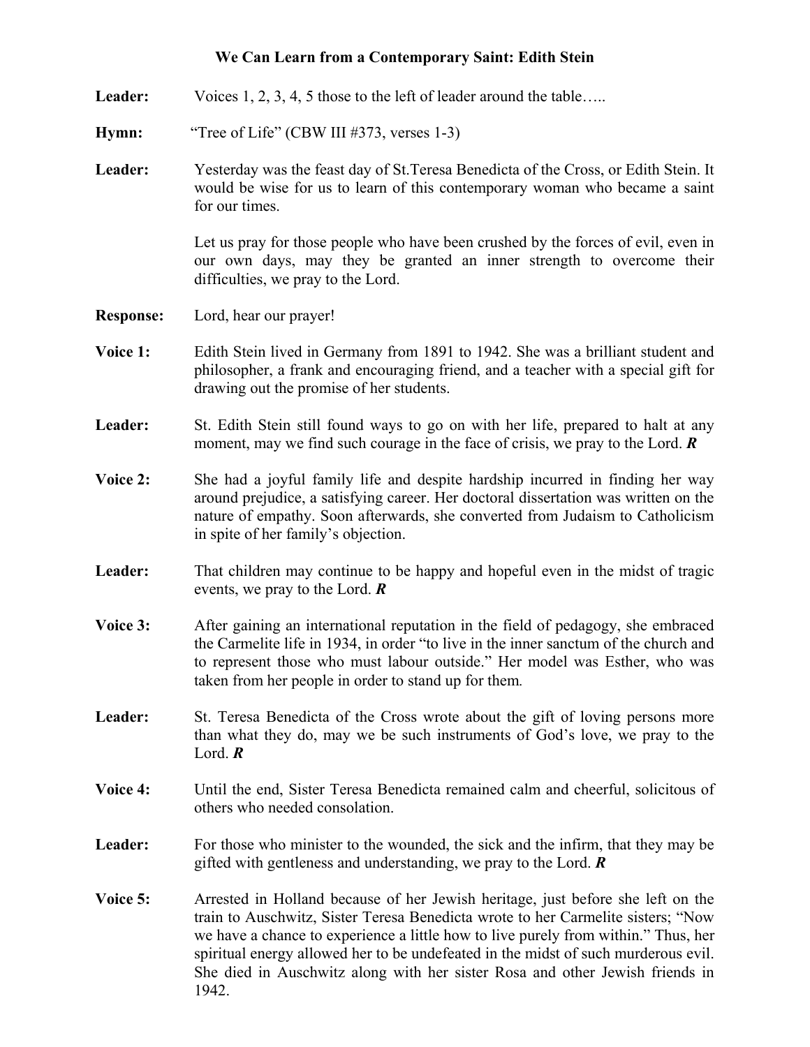# We Can Learn from a Contemporary Saint: Edith Stein

**Leader:** Voices 1, 2, 3, 4, 5 those to the left of leader around the table…..

**Hymn:** "Tree of Life" (CBW III #373, verses 1-3)

**Leader:** Yesterday was the feast day of St.Teresa Benedicta of the Cross, or Edith Stein. It would be wise for us to learn of this contemporary woman who became a saint for our times.

Let us pray for those people who have been crushed by the forces of evil, even in our own days, may they be granted an inner strength to overcome their difficulties, we pray to the Lord.

**Response:** Lord, hear our prayer!

**Voice 1:** Edith Stein lived in Germany from 1891 to 1942. She was a brilliant student and philosopher, a frank and encouraging friend, and a teacher with a special gift for drawing out the promise of her students.

**Leader:** St. Edith Stein still found ways to go on with her life, prepared to halt at any moment, may we find such courage in the face of crisis, we pray to the Lord. ***R***

**Voice 2:** She had a joyful family life and despite hardship incurred in finding her way around prejudice, a satisfying career. Her doctoral dissertation was written on the nature of empathy. Soon afterwards, she converted from Judaism to Catholicism in spite of her family's objection.

**Leader:** That children may continue to be happy and hopeful even in the midst of tragic events, we pray to the Lord. ***R***

**Voice 3:** After gaining an international reputation in the field of pedagogy, she embraced the Carmelite life in 1934, in order "to live in the inner sanctum of the church and to represent those who must labour outside." Her model was Esther, who was taken from her people in order to stand up for them.

**Leader:** St. Teresa Benedicta of the Cross wrote about the gift of loving persons more than what they do, may we be such instruments of God's love, we pray to the Lord. ***R***

**Voice 4:** Until the end, Sister Teresa Benedicta remained calm and cheerful, solicitous of others who needed consolation.

**Leader:** For those who minister to the wounded, the sick and the infirm, that they may be gifted with gentleness and understanding, we pray to the Lord. ***R***

**Voice 5:** Arrested in Holland because of her Jewish heritage, just before she left on the train to Auschwitz, Sister Teresa Benedicta wrote to her Carmelite sisters; "Now we have a chance to experience a little how to live purely from within." Thus, her spiritual energy allowed her to be undefeated in the midst of such murderous evil. She died in Auschwitz along with her sister Rosa and other Jewish friends in 1942.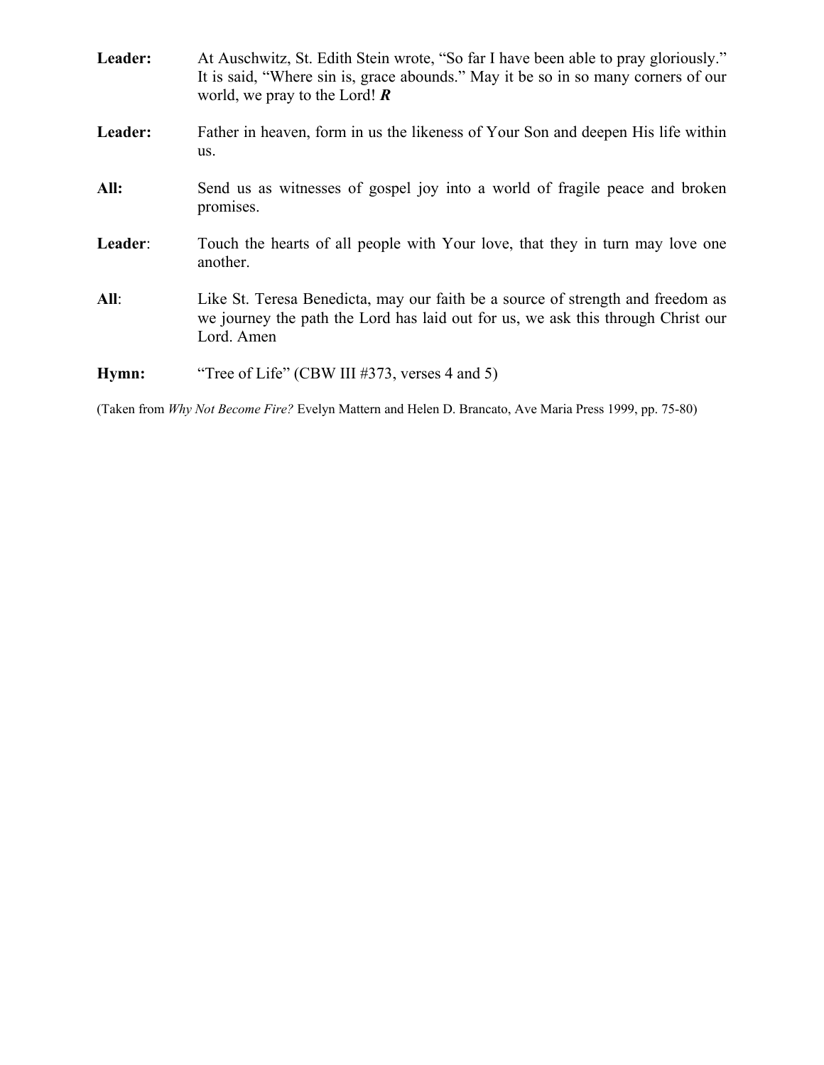**Leader:** At Auschwitz, St. Edith Stein wrote, "So far I have been able to pray gloriously." It is said, "Where sin is, grace abounds." May it be so in so many corners of our world, we pray to the Lord! ***R***

**Leader:** Father in heaven, form in us the likeness of Your Son and deepen His life within us.

**All:** Send us as witnesses of gospel joy into a world of fragile peace and broken promises.

**Leader**: Touch the hearts of all people with Your love, that they in turn may love one another.

**All**: Like St. Teresa Benedicta, may our faith be a source of strength and freedom as we journey the path the Lord has laid out for us, we ask this through Christ our Lord. Amen

**Hymn:** "Tree of Life" (CBW III #373, verses 4 and 5)

(Taken from *Why Not Become Fire?* Evelyn Mattern and Helen D. Brancato, Ave Maria Press 1999, pp. 75-80)